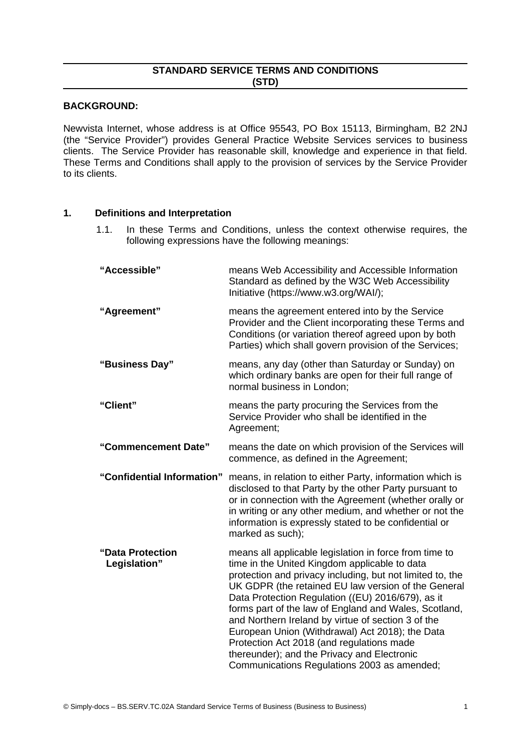# STANDARD SERVICE TERMS AND CONDITIONS (STD)

**BACKGROUND:**

Newvista Internet, whose address is at Office 95543, PO Box 15113, Birmingham, B2 2NJ (the "Service Provider") provides General Practice Website Services services to business clients. The Service Provider has reasonable skill, knowledge and experience in that field. These Terms and Conditions shall apply to the provision of services by the Service Provider to its clients.

## 1. Definitions and Interpretation

1.1. In these Terms and Conditions, unless the context otherwise requires, the following expressions have the following meanings:

| | |
|---|---|
| **"Accessible"** | means Web Accessibility and Accessible Information Standard as defined by the W3C Web Accessibility Initiative (https://www.w3.org/WAI/); |
| **"Agreement"** | means the agreement entered into by the Service Provider and the Client incorporating these Terms and Conditions (or variation thereof agreed upon by both Parties) which shall govern provision of the Services; |
| **"Business Day"** | means, any day (other than Saturday or Sunday) on which ordinary banks are open for their full range of normal business in London; |
| **"Client"** | means the party procuring the Services from the Service Provider who shall be identified in the Agreement; |
| **"Commencement Date"** | means the date on which provision of the Services will commence, as defined in the Agreement; |
| **"Confidential Information"** | means, in relation to either Party, information which is disclosed to that Party by the other Party pursuant to or in connection with the Agreement (whether orally or in writing or any other medium, and whether or not the information is expressly stated to be confidential or marked as such); |
| **"Data Protection Legislation"** | means all applicable legislation in force from time to time in the United Kingdom applicable to data protection and privacy including, but not limited to, the UK GDPR (the retained EU law version of the General Data Protection Regulation ((EU) 2016/679), as it forms part of the law of England and Wales, Scotland, and Northern Ireland by virtue of section 3 of the European Union (Withdrawal) Act 2018); the Data Protection Act 2018 (and regulations made thereunder); and the Privacy and Electronic Communications Regulations 2003 as amended; |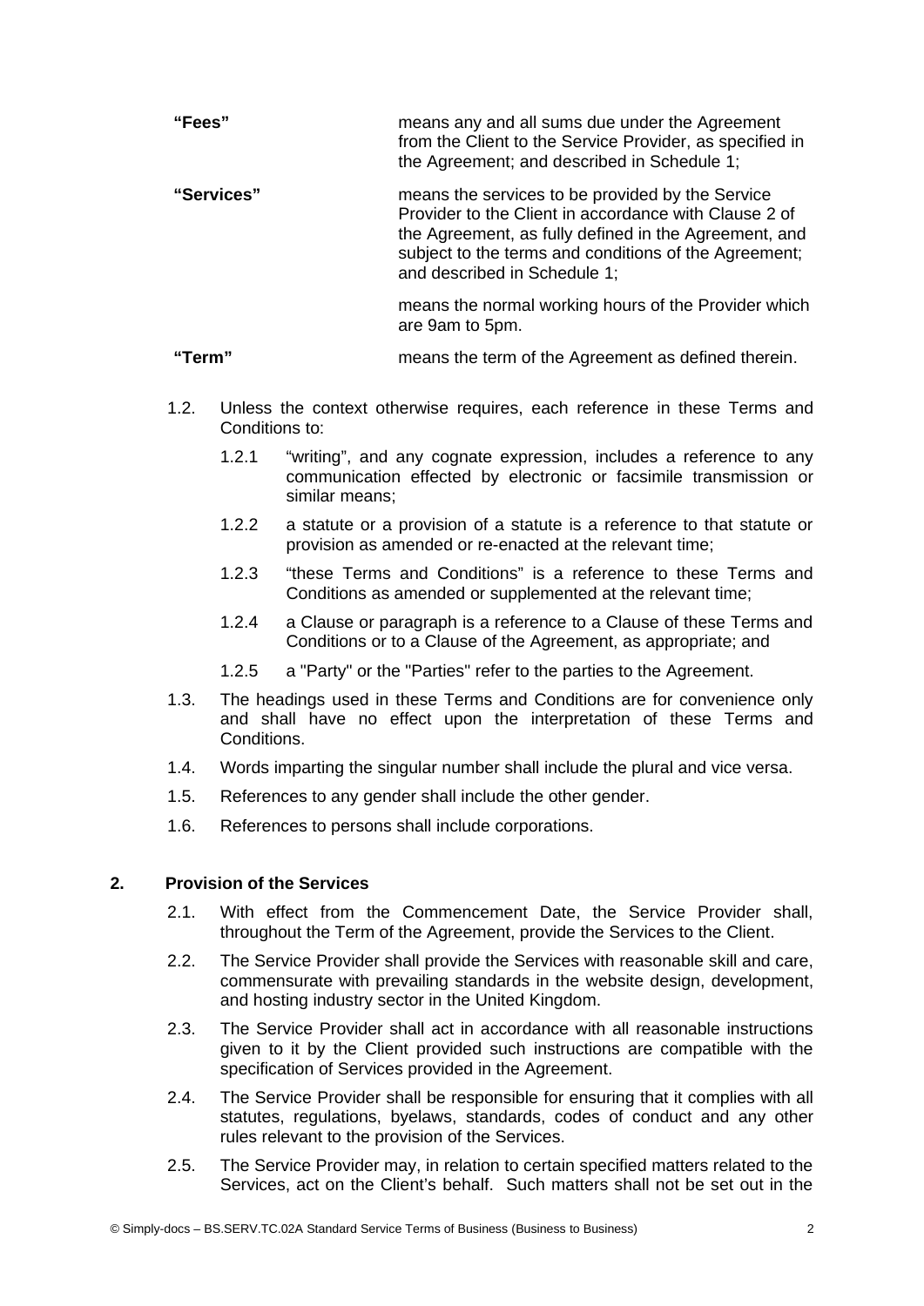**"Fees"** means any and all sums due under the Agreement from the Client to the Service Provider, as specified in the Agreement; and described in Schedule 1;

**"Services"** means the services to be provided by the Service Provider to the Client in accordance with Clause 2 of the Agreement, as fully defined in the Agreement, and subject to the terms and conditions of the Agreement; and described in Schedule 1;

means the normal working hours of the Provider which are 9am to 5pm.

**"Term"** means the term of the Agreement as defined therein.

1.2. Unless the context otherwise requires, each reference in these Terms and Conditions to:

1.2.1 "writing", and any cognate expression, includes a reference to any communication effected by electronic or facsimile transmission or similar means;

1.2.2 a statute or a provision of a statute is a reference to that statute or provision as amended or re-enacted at the relevant time;

1.2.3 "these Terms and Conditions" is a reference to these Terms and Conditions as amended or supplemented at the relevant time;

1.2.4 a Clause or paragraph is a reference to a Clause of these Terms and Conditions or to a Clause of the Agreement, as appropriate; and

1.2.5 a "Party" or the "Parties" refer to the parties to the Agreement.

1.3. The headings used in these Terms and Conditions are for convenience only and shall have no effect upon the interpretation of these Terms and Conditions.

1.4. Words imparting the singular number shall include the plural and vice versa.

1.5. References to any gender shall include the other gender.

1.6. References to persons shall include corporations.

## 2. Provision of the Services

2.1. With effect from the Commencement Date, the Service Provider shall, throughout the Term of the Agreement, provide the Services to the Client.

2.2. The Service Provider shall provide the Services with reasonable skill and care, commensurate with prevailing standards in the website design, development, and hosting industry sector in the United Kingdom.

2.3. The Service Provider shall act in accordance with all reasonable instructions given to it by the Client provided such instructions are compatible with the specification of Services provided in the Agreement.

2.4. The Service Provider shall be responsible for ensuring that it complies with all statutes, regulations, byelaws, standards, codes of conduct and any other rules relevant to the provision of the Services.

2.5. The Service Provider may, in relation to certain specified matters related to the Services, act on the Client's behalf. Such matters shall not be set out in the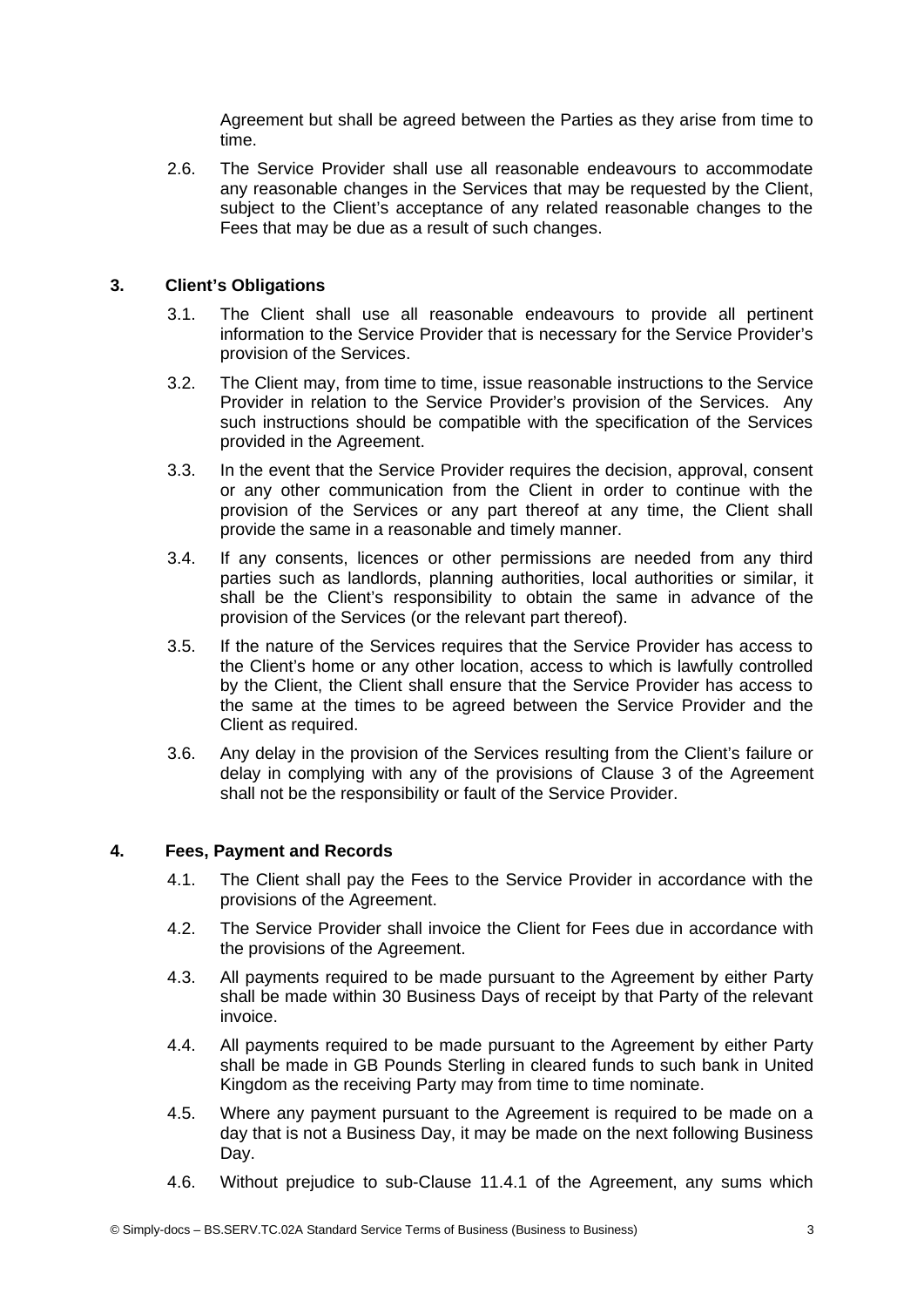Agreement but shall be agreed between the Parties as they arise from time to time.

2.6. The Service Provider shall use all reasonable endeavours to accommodate any reasonable changes in the Services that may be requested by the Client, subject to the Client's acceptance of any related reasonable changes to the Fees that may be due as a result of such changes.

## 3. Client's Obligations

3.1. The Client shall use all reasonable endeavours to provide all pertinent information to the Service Provider that is necessary for the Service Provider's provision of the Services.

3.2. The Client may, from time to time, issue reasonable instructions to the Service Provider in relation to the Service Provider's provision of the Services. Any such instructions should be compatible with the specification of the Services provided in the Agreement.

3.3. In the event that the Service Provider requires the decision, approval, consent or any other communication from the Client in order to continue with the provision of the Services or any part thereof at any time, the Client shall provide the same in a reasonable and timely manner.

3.4. If any consents, licences or other permissions are needed from any third parties such as landlords, planning authorities, local authorities or similar, it shall be the Client's responsibility to obtain the same in advance of the provision of the Services (or the relevant part thereof).

3.5. If the nature of the Services requires that the Service Provider has access to the Client's home or any other location, access to which is lawfully controlled by the Client, the Client shall ensure that the Service Provider has access to the same at the times to be agreed between the Service Provider and the Client as required.

3.6. Any delay in the provision of the Services resulting from the Client's failure or delay in complying with any of the provisions of Clause 3 of the Agreement shall not be the responsibility or fault of the Service Provider.

## 4. Fees, Payment and Records

4.1. The Client shall pay the Fees to the Service Provider in accordance with the provisions of the Agreement.

4.2. The Service Provider shall invoice the Client for Fees due in accordance with the provisions of the Agreement.

4.3. All payments required to be made pursuant to the Agreement by either Party shall be made within 30 Business Days of receipt by that Party of the relevant invoice.

4.4. All payments required to be made pursuant to the Agreement by either Party shall be made in GB Pounds Sterling in cleared funds to such bank in United Kingdom as the receiving Party may from time to time nominate.

4.5. Where any payment pursuant to the Agreement is required to be made on a day that is not a Business Day, it may be made on the next following Business Day.

4.6. Without prejudice to sub-Clause 11.4.1 of the Agreement, any sums which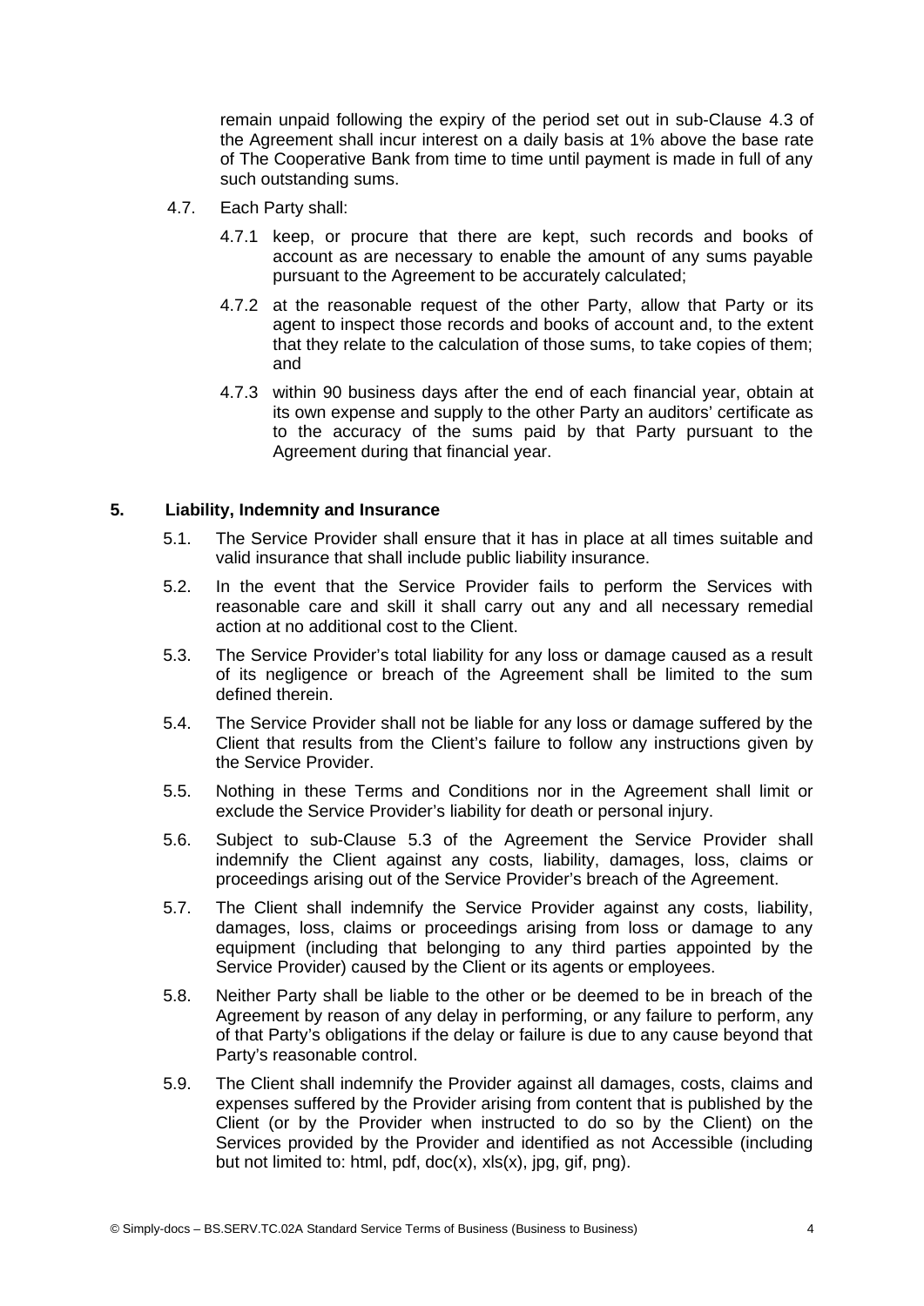remain unpaid following the expiry of the period set out in sub-Clause 4.3 of the Agreement shall incur interest on a daily basis at 1% above the base rate of The Cooperative Bank from time to time until payment is made in full of any such outstanding sums.

4.7. Each Party shall:

4.7.1 keep, or procure that there are kept, such records and books of account as are necessary to enable the amount of any sums payable pursuant to the Agreement to be accurately calculated;

4.7.2 at the reasonable request of the other Party, allow that Party or its agent to inspect those records and books of account and, to the extent that they relate to the calculation of those sums, to take copies of them; and

4.7.3 within 90 business days after the end of each financial year, obtain at its own expense and supply to the other Party an auditors' certificate as to the accuracy of the sums paid by that Party pursuant to the Agreement during that financial year.

## 5. Liability, Indemnity and Insurance

5.1. The Service Provider shall ensure that it has in place at all times suitable and valid insurance that shall include public liability insurance.

5.2. In the event that the Service Provider fails to perform the Services with reasonable care and skill it shall carry out any and all necessary remedial action at no additional cost to the Client.

5.3. The Service Provider's total liability for any loss or damage caused as a result of its negligence or breach of the Agreement shall be limited to the sum defined therein.

5.4. The Service Provider shall not be liable for any loss or damage suffered by the Client that results from the Client's failure to follow any instructions given by the Service Provider.

5.5. Nothing in these Terms and Conditions nor in the Agreement shall limit or exclude the Service Provider's liability for death or personal injury.

5.6. Subject to sub-Clause 5.3 of the Agreement the Service Provider shall indemnify the Client against any costs, liability, damages, loss, claims or proceedings arising out of the Service Provider's breach of the Agreement.

5.7. The Client shall indemnify the Service Provider against any costs, liability, damages, loss, claims or proceedings arising from loss or damage to any equipment (including that belonging to any third parties appointed by the Service Provider) caused by the Client or its agents or employees.

5.8. Neither Party shall be liable to the other or be deemed to be in breach of the Agreement by reason of any delay in performing, or any failure to perform, any of that Party's obligations if the delay or failure is due to any cause beyond that Party's reasonable control.

5.9. The Client shall indemnify the Provider against all damages, costs, claims and expenses suffered by the Provider arising from content that is published by the Client (or by the Provider when instructed to do so by the Client) on the Services provided by the Provider and identified as not Accessible (including but not limited to: html, pdf, doc(x), xls(x), jpg, gif, png).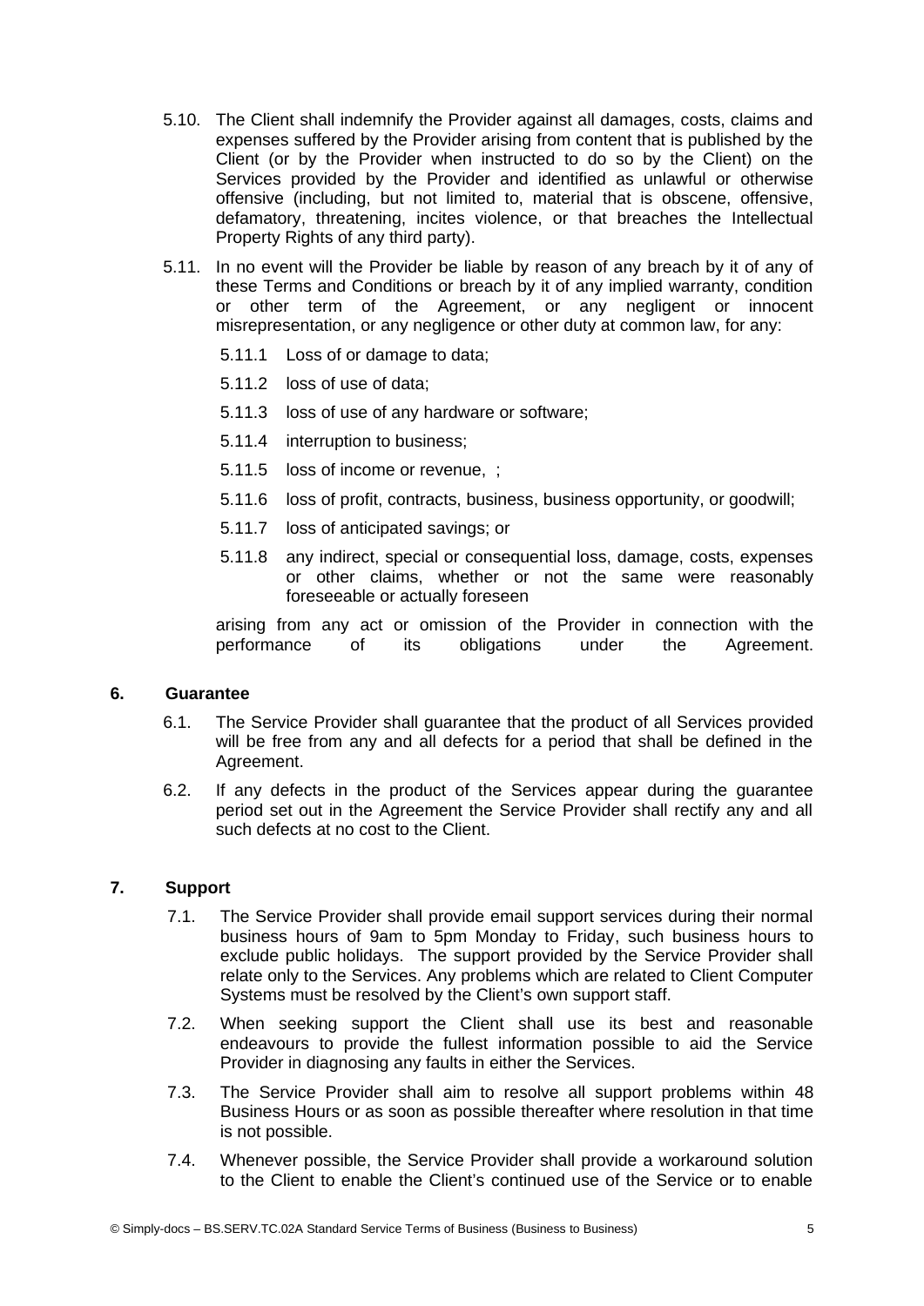5.10. The Client shall indemnify the Provider against all damages, costs, claims and expenses suffered by the Provider arising from content that is published by the Client (or by the Provider when instructed to do so by the Client) on the Services provided by the Provider and identified as unlawful or otherwise offensive (including, but not limited to, material that is obscene, offensive, defamatory, threatening, incites violence, or that breaches the Intellectual Property Rights of any third party).

5.11. In no event will the Provider be liable by reason of any breach by it of any of these Terms and Conditions or breach by it of any implied warranty, condition or other term of the Agreement, or any negligent or innocent misrepresentation, or any negligence or other duty at common law, for any:

- 5.11.1 Loss of or damage to data;
- 5.11.2 loss of use of data;
- 5.11.3 loss of use of any hardware or software;
- 5.11.4 interruption to business;
- 5.11.5 loss of income or revenue, ;
- 5.11.6 loss of profit, contracts, business, business opportunity, or goodwill;
- 5.11.7 loss of anticipated savings; or
- 5.11.8 any indirect, special or consequential loss, damage, costs, expenses or other claims, whether or not the same were reasonably foreseeable or actually foreseen

arising from any act or omission of the Provider in connection with the performance of its obligations under the Agreement.

## 6. Guarantee

6.1. The Service Provider shall guarantee that the product of all Services provided will be free from any and all defects for a period that shall be defined in the Agreement.

6.2. If any defects in the product of the Services appear during the guarantee period set out in the Agreement the Service Provider shall rectify any and all such defects at no cost to the Client.

## 7. Support

7.1. The Service Provider shall provide email support services during their normal business hours of 9am to 5pm Monday to Friday, such business hours to exclude public holidays. The support provided by the Service Provider shall relate only to the Services. Any problems which are related to Client Computer Systems must be resolved by the Client's own support staff.

7.2. When seeking support the Client shall use its best and reasonable endeavours to provide the fullest information possible to aid the Service Provider in diagnosing any faults in either the Services.

7.3. The Service Provider shall aim to resolve all support problems within 48 Business Hours or as soon as possible thereafter where resolution in that time is not possible.

7.4. Whenever possible, the Service Provider shall provide a workaround solution to the Client to enable the Client's continued use of the Service or to enable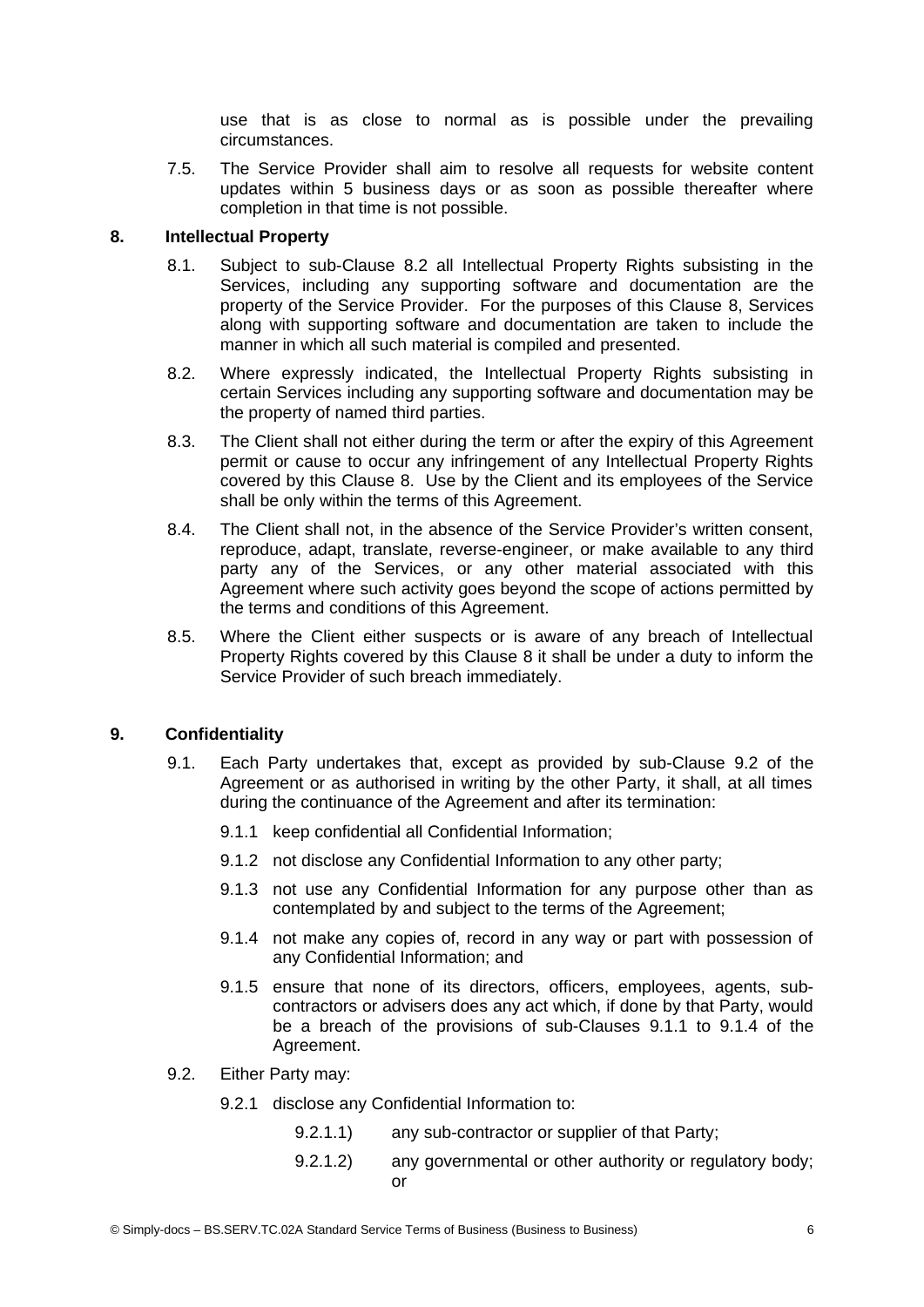use that is as close to normal as is possible under the prevailing circumstances.

7.5. The Service Provider shall aim to resolve all requests for website content updates within 5 business days or as soon as possible thereafter where completion in that time is not possible.

## 8. Intellectual Property

8.1. Subject to sub-Clause 8.2 all Intellectual Property Rights subsisting in the Services, including any supporting software and documentation are the property of the Service Provider. For the purposes of this Clause 8, Services along with supporting software and documentation are taken to include the manner in which all such material is compiled and presented.

8.2. Where expressly indicated, the Intellectual Property Rights subsisting in certain Services including any supporting software and documentation may be the property of named third parties.

8.3. The Client shall not either during the term or after the expiry of this Agreement permit or cause to occur any infringement of any Intellectual Property Rights covered by this Clause 8. Use by the Client and its employees of the Service shall be only within the terms of this Agreement.

8.4. The Client shall not, in the absence of the Service Provider's written consent, reproduce, adapt, translate, reverse-engineer, or make available to any third party any of the Services, or any other material associated with this Agreement where such activity goes beyond the scope of actions permitted by the terms and conditions of this Agreement.

8.5. Where the Client either suspects or is aware of any breach of Intellectual Property Rights covered by this Clause 8 it shall be under a duty to inform the Service Provider of such breach immediately.

## 9. Confidentiality

9.1. Each Party undertakes that, except as provided by sub-Clause 9.2 of the Agreement or as authorised in writing by the other Party, it shall, at all times during the continuance of the Agreement and after its termination:

9.1.1 keep confidential all Confidential Information;

9.1.2 not disclose any Confidential Information to any other party;

9.1.3 not use any Confidential Information for any purpose other than as contemplated by and subject to the terms of the Agreement;

9.1.4 not make any copies of, record in any way or part with possession of any Confidential Information; and

9.1.5 ensure that none of its directors, officers, employees, agents, sub-contractors or advisers does any act which, if done by that Party, would be a breach of the provisions of sub-Clauses 9.1.1 to 9.1.4 of the Agreement.

9.2. Either Party may:

9.2.1 disclose any Confidential Information to:

9.2.1.1) any sub-contractor or supplier of that Party;

9.2.1.2) any governmental or other authority or regulatory body; or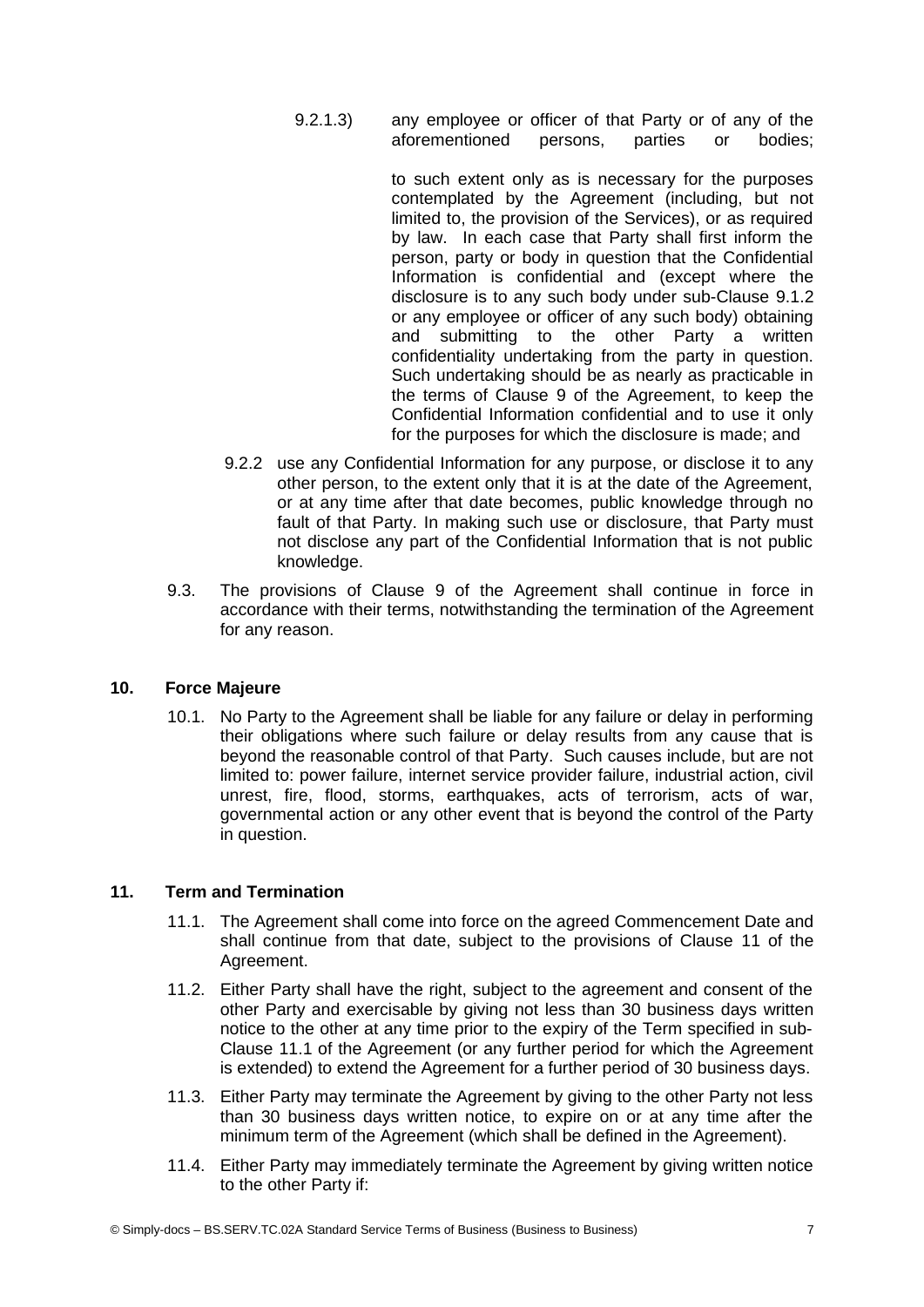9.2.1.3) any employee or officer of that Party or of any of the aforementioned persons, parties or bodies;

to such extent only as is necessary for the purposes contemplated by the Agreement (including, but not limited to, the provision of the Services), or as required by law. In each case that Party shall first inform the person, party or body in question that the Confidential Information is confidential and (except where the disclosure is to any such body under sub-Clause 9.1.2 or any employee or officer of any such body) obtaining and submitting to the other Party a written confidentiality undertaking from the party in question. Such undertaking should be as nearly as practicable in the terms of Clause 9 of the Agreement, to keep the Confidential Information confidential and to use it only for the purposes for which the disclosure is made; and

9.2.2 use any Confidential Information for any purpose, or disclose it to any other person, to the extent only that it is at the date of the Agreement, or at any time after that date becomes, public knowledge through no fault of that Party. In making such use or disclosure, that Party must not disclose any part of the Confidential Information that is not public knowledge.

9.3. The provisions of Clause 9 of the Agreement shall continue in force in accordance with their terms, notwithstanding the termination of the Agreement for any reason.

## 10. Force Majeure

10.1. No Party to the Agreement shall be liable for any failure or delay in performing their obligations where such failure or delay results from any cause that is beyond the reasonable control of that Party. Such causes include, but are not limited to: power failure, internet service provider failure, industrial action, civil unrest, fire, flood, storms, earthquakes, acts of terrorism, acts of war, governmental action or any other event that is beyond the control of the Party in question.

## 11. Term and Termination

11.1. The Agreement shall come into force on the agreed Commencement Date and shall continue from that date, subject to the provisions of Clause 11 of the Agreement.

11.2. Either Party shall have the right, subject to the agreement and consent of the other Party and exercisable by giving not less than 30 business days written notice to the other at any time prior to the expiry of the Term specified in sub-Clause 11.1 of the Agreement (or any further period for which the Agreement is extended) to extend the Agreement for a further period of 30 business days.

11.3. Either Party may terminate the Agreement by giving to the other Party not less than 30 business days written notice, to expire on or at any time after the minimum term of the Agreement (which shall be defined in the Agreement).

11.4. Either Party may immediately terminate the Agreement by giving written notice to the other Party if: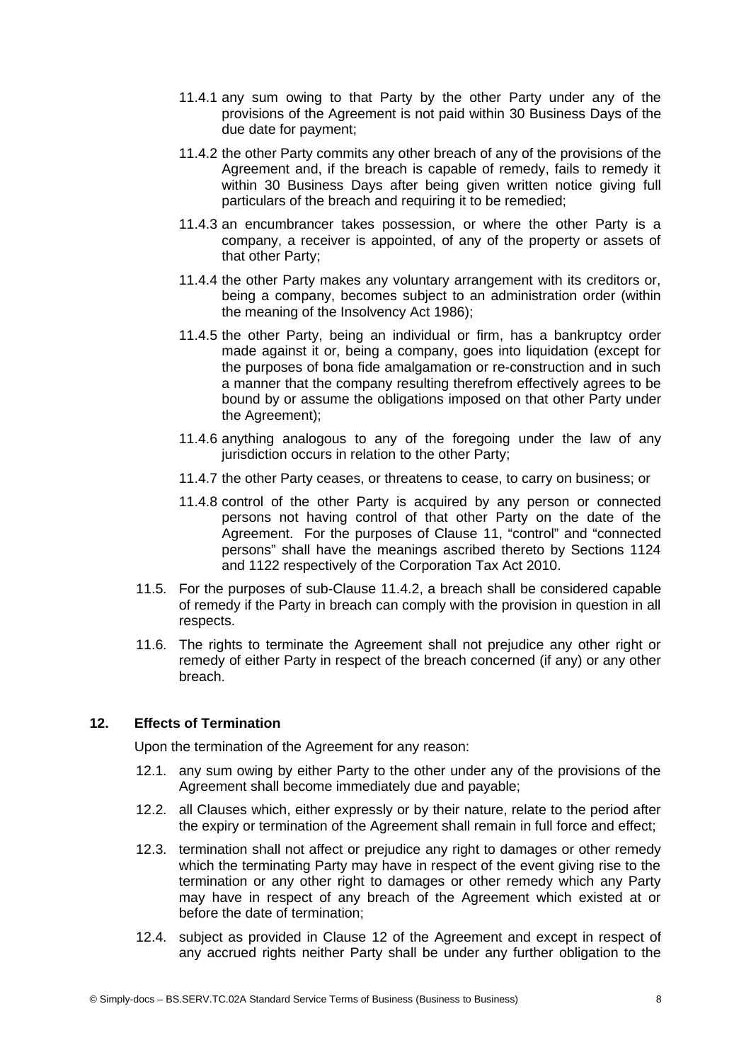11.4.1 any sum owing to that Party by the other Party under any of the provisions of the Agreement is not paid within 30 Business Days of the due date for payment;

11.4.2 the other Party commits any other breach of any of the provisions of the Agreement and, if the breach is capable of remedy, fails to remedy it within 30 Business Days after being given written notice giving full particulars of the breach and requiring it to be remedied;

11.4.3 an encumbrancer takes possession, or where the other Party is a company, a receiver is appointed, of any of the property or assets of that other Party;

11.4.4 the other Party makes any voluntary arrangement with its creditors or, being a company, becomes subject to an administration order (within the meaning of the Insolvency Act 1986);

11.4.5 the other Party, being an individual or firm, has a bankruptcy order made against it or, being a company, goes into liquidation (except for the purposes of bona fide amalgamation or re-construction and in such a manner that the company resulting therefrom effectively agrees to be bound by or assume the obligations imposed on that other Party under the Agreement);

11.4.6 anything analogous to any of the foregoing under the law of any jurisdiction occurs in relation to the other Party;

11.4.7 the other Party ceases, or threatens to cease, to carry on business; or

11.4.8 control of the other Party is acquired by any person or connected persons not having control of that other Party on the date of the Agreement. For the purposes of Clause 11, "control" and "connected persons" shall have the meanings ascribed thereto by Sections 1124 and 1122 respectively of the Corporation Tax Act 2010.

11.5. For the purposes of sub-Clause 11.4.2, a breach shall be considered capable of remedy if the Party in breach can comply with the provision in question in all respects.

11.6. The rights to terminate the Agreement shall not prejudice any other right or remedy of either Party in respect of the breach concerned (if any) or any other breach.

## 12. Effects of Termination

Upon the termination of the Agreement for any reason:

12.1. any sum owing by either Party to the other under any of the provisions of the Agreement shall become immediately due and payable;

12.2. all Clauses which, either expressly or by their nature, relate to the period after the expiry or termination of the Agreement shall remain in full force and effect;

12.3. termination shall not affect or prejudice any right to damages or other remedy which the terminating Party may have in respect of the event giving rise to the termination or any other right to damages or other remedy which any Party may have in respect of any breach of the Agreement which existed at or before the date of termination;

12.4. subject as provided in Clause 12 of the Agreement and except in respect of any accrued rights neither Party shall be under any further obligation to the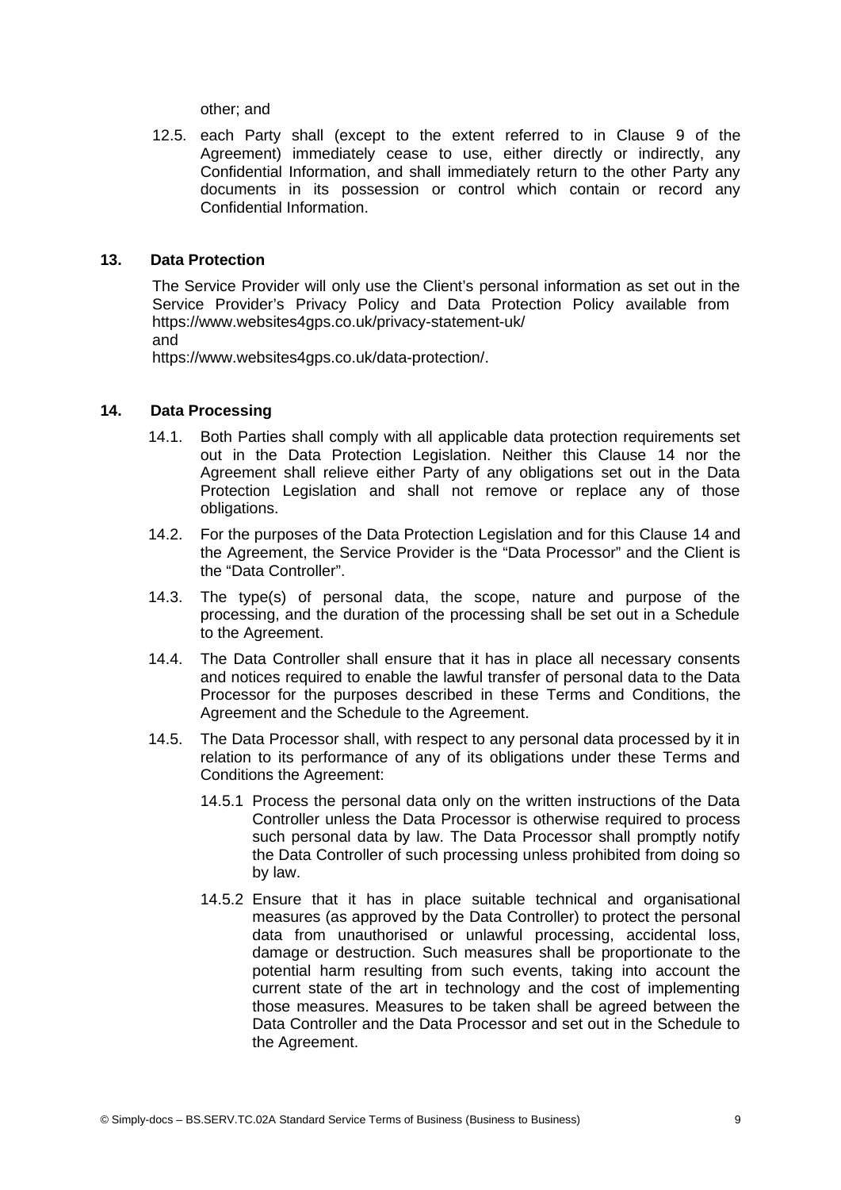other; and

12.5. each Party shall (except to the extent referred to in Clause 9 of the Agreement) immediately cease to use, either directly or indirectly, any Confidential Information, and shall immediately return to the other Party any documents in its possession or control which contain or record any Confidential Information.

## 13. Data Protection

The Service Provider will only use the Client's personal information as set out in the Service Provider's Privacy Policy and Data Protection Policy available from https://www.websites4gps.co.uk/privacy-statement-uk/
and
https://www.websites4gps.co.uk/data-protection/.

## 14. Data Processing

14.1. Both Parties shall comply with all applicable data protection requirements set out in the Data Protection Legislation. Neither this Clause 14 nor the Agreement shall relieve either Party of any obligations set out in the Data Protection Legislation and shall not remove or replace any of those obligations.

14.2. For the purposes of the Data Protection Legislation and for this Clause 14 and the Agreement, the Service Provider is the "Data Processor" and the Client is the "Data Controller".

14.3. The type(s) of personal data, the scope, nature and purpose of the processing, and the duration of the processing shall be set out in a Schedule to the Agreement.

14.4. The Data Controller shall ensure that it has in place all necessary consents and notices required to enable the lawful transfer of personal data to the Data Processor for the purposes described in these Terms and Conditions, the Agreement and the Schedule to the Agreement.

14.5. The Data Processor shall, with respect to any personal data processed by it in relation to its performance of any of its obligations under these Terms and Conditions the Agreement:

14.5.1 Process the personal data only on the written instructions of the Data Controller unless the Data Processor is otherwise required to process such personal data by law. The Data Processor shall promptly notify the Data Controller of such processing unless prohibited from doing so by law.

14.5.2 Ensure that it has in place suitable technical and organisational measures (as approved by the Data Controller) to protect the personal data from unauthorised or unlawful processing, accidental loss, damage or destruction. Such measures shall be proportionate to the potential harm resulting from such events, taking into account the current state of the art in technology and the cost of implementing those measures. Measures to be taken shall be agreed between the Data Controller and the Data Processor and set out in the Schedule to the Agreement.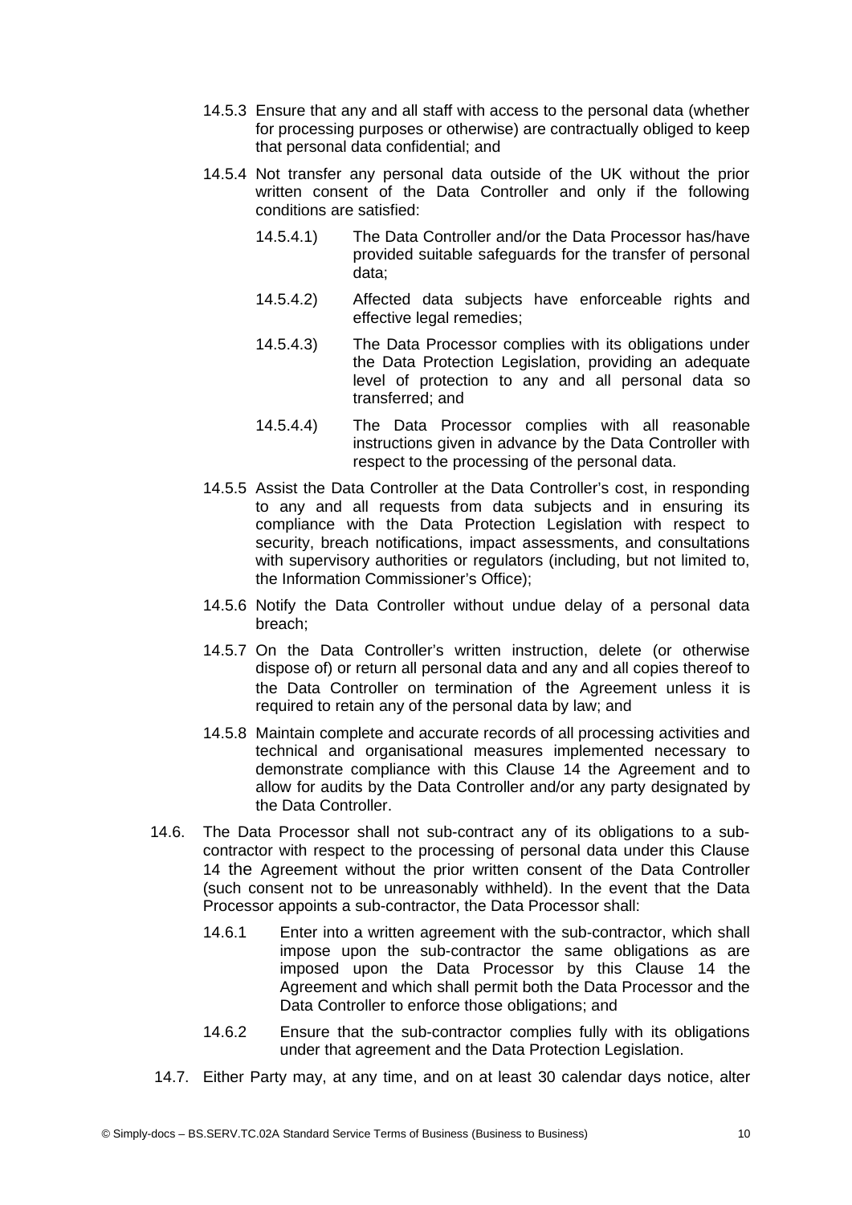14.5.3 Ensure that any and all staff with access to the personal data (whether for processing purposes or otherwise) are contractually obliged to keep that personal data confidential; and

14.5.4 Not transfer any personal data outside of the UK without the prior written consent of the Data Controller and only if the following conditions are satisfied:

14.5.4.1) The Data Controller and/or the Data Processor has/have provided suitable safeguards for the transfer of personal data;

14.5.4.2) Affected data subjects have enforceable rights and effective legal remedies;

14.5.4.3) The Data Processor complies with its obligations under the Data Protection Legislation, providing an adequate level of protection to any and all personal data so transferred; and

14.5.4.4) The Data Processor complies with all reasonable instructions given in advance by the Data Controller with respect to the processing of the personal data.

14.5.5 Assist the Data Controller at the Data Controller's cost, in responding to any and all requests from data subjects and in ensuring its compliance with the Data Protection Legislation with respect to security, breach notifications, impact assessments, and consultations with supervisory authorities or regulators (including, but not limited to, the Information Commissioner's Office);

14.5.6 Notify the Data Controller without undue delay of a personal data breach;

14.5.7 On the Data Controller's written instruction, delete (or otherwise dispose of) or return all personal data and any and all copies thereof to the Data Controller on termination of the Agreement unless it is required to retain any of the personal data by law; and

14.5.8 Maintain complete and accurate records of all processing activities and technical and organisational measures implemented necessary to demonstrate compliance with this Clause 14 the Agreement and to allow for audits by the Data Controller and/or any party designated by the Data Controller.

14.6. The Data Processor shall not sub-contract any of its obligations to a sub-contractor with respect to the processing of personal data under this Clause 14 the Agreement without the prior written consent of the Data Controller (such consent not to be unreasonably withheld). In the event that the Data Processor appoints a sub-contractor, the Data Processor shall:

14.6.1 Enter into a written agreement with the sub-contractor, which shall impose upon the sub-contractor the same obligations as are imposed upon the Data Processor by this Clause 14 the Agreement and which shall permit both the Data Processor and the Data Controller to enforce those obligations; and

14.6.2 Ensure that the sub-contractor complies fully with its obligations under that agreement and the Data Protection Legislation.

14.7. Either Party may, at any time, and on at least 30 calendar days notice, alter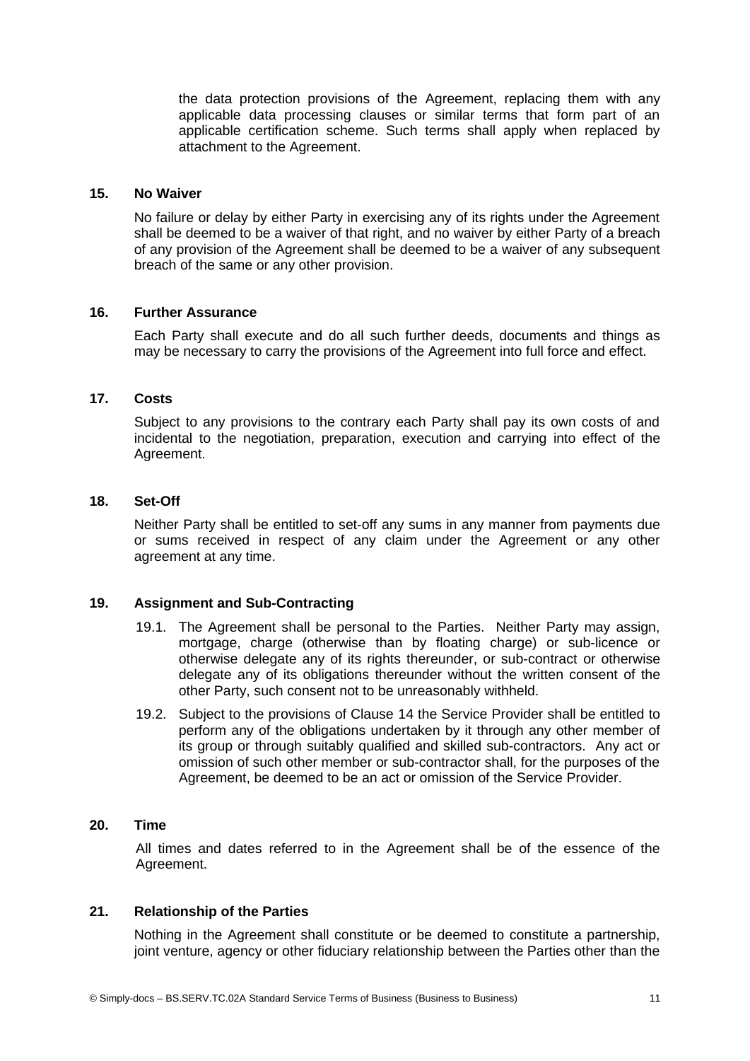the data protection provisions of the Agreement, replacing them with any applicable data processing clauses or similar terms that form part of an applicable certification scheme. Such terms shall apply when replaced by attachment to the Agreement.

## 15. No Waiver

No failure or delay by either Party in exercising any of its rights under the Agreement shall be deemed to be a waiver of that right, and no waiver by either Party of a breach of any provision of the Agreement shall be deemed to be a waiver of any subsequent breach of the same or any other provision.

## 16. Further Assurance

Each Party shall execute and do all such further deeds, documents and things as may be necessary to carry the provisions of the Agreement into full force and effect.

## 17. Costs

Subject to any provisions to the contrary each Party shall pay its own costs of and incidental to the negotiation, preparation, execution and carrying into effect of the Agreement.

## 18. Set-Off

Neither Party shall be entitled to set-off any sums in any manner from payments due or sums received in respect of any claim under the Agreement or any other agreement at any time.

## 19. Assignment and Sub-Contracting

19.1. The Agreement shall be personal to the Parties. Neither Party may assign, mortgage, charge (otherwise than by floating charge) or sub-licence or otherwise delegate any of its rights thereunder, or sub-contract or otherwise delegate any of its obligations thereunder without the written consent of the other Party, such consent not to be unreasonably withheld.

19.2. Subject to the provisions of Clause 14 the Service Provider shall be entitled to perform any of the obligations undertaken by it through any other member of its group or through suitably qualified and skilled sub-contractors. Any act or omission of such other member or sub-contractor shall, for the purposes of the Agreement, be deemed to be an act or omission of the Service Provider.

## 20. Time

All times and dates referred to in the Agreement shall be of the essence of the Agreement.

## 21. Relationship of the Parties

Nothing in the Agreement shall constitute or be deemed to constitute a partnership, joint venture, agency or other fiduciary relationship between the Parties other than the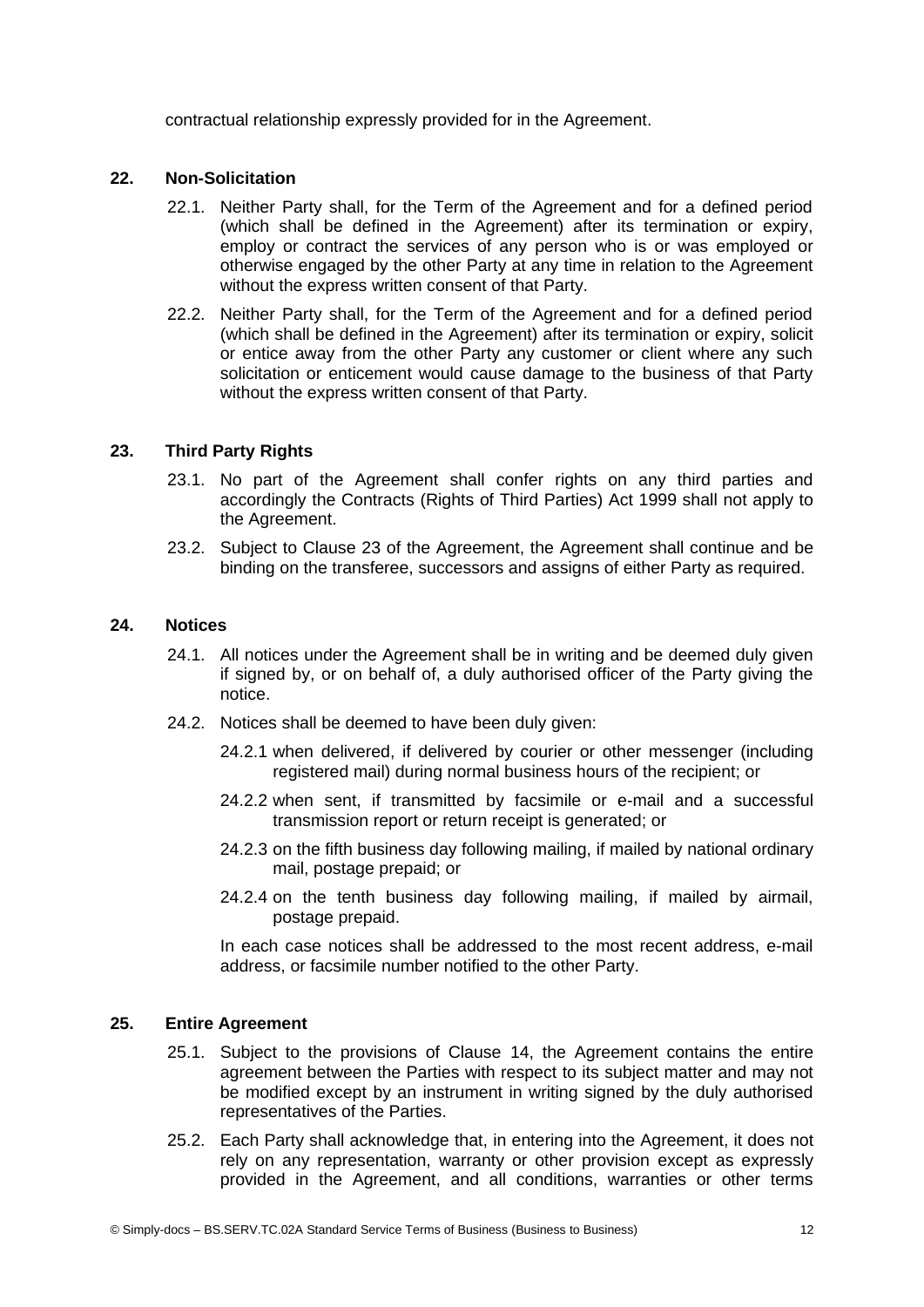contractual relationship expressly provided for in the Agreement.

## 22. Non-Solicitation

22.1. Neither Party shall, for the Term of the Agreement and for a defined period (which shall be defined in the Agreement) after its termination or expiry, employ or contract the services of any person who is or was employed or otherwise engaged by the other Party at any time in relation to the Agreement without the express written consent of that Party.

22.2. Neither Party shall, for the Term of the Agreement and for a defined period (which shall be defined in the Agreement) after its termination or expiry, solicit or entice away from the other Party any customer or client where any such solicitation or enticement would cause damage to the business of that Party without the express written consent of that Party.

## 23. Third Party Rights

23.1. No part of the Agreement shall confer rights on any third parties and accordingly the Contracts (Rights of Third Parties) Act 1999 shall not apply to the Agreement.

23.2. Subject to Clause 23 of the Agreement, the Agreement shall continue and be binding on the transferee, successors and assigns of either Party as required.

## 24. Notices

24.1. All notices under the Agreement shall be in writing and be deemed duly given if signed by, or on behalf of, a duly authorised officer of the Party giving the notice.

24.2. Notices shall be deemed to have been duly given:

24.2.1 when delivered, if delivered by courier or other messenger (including registered mail) during normal business hours of the recipient; or

24.2.2 when sent, if transmitted by facsimile or e-mail and a successful transmission report or return receipt is generated; or

24.2.3 on the fifth business day following mailing, if mailed by national ordinary mail, postage prepaid; or

24.2.4 on the tenth business day following mailing, if mailed by airmail, postage prepaid.

In each case notices shall be addressed to the most recent address, e-mail address, or facsimile number notified to the other Party.

## 25. Entire Agreement

25.1. Subject to the provisions of Clause 14, the Agreement contains the entire agreement between the Parties with respect to its subject matter and may not be modified except by an instrument in writing signed by the duly authorised representatives of the Parties.

25.2. Each Party shall acknowledge that, in entering into the Agreement, it does not rely on any representation, warranty or other provision except as expressly provided in the Agreement, and all conditions, warranties or other terms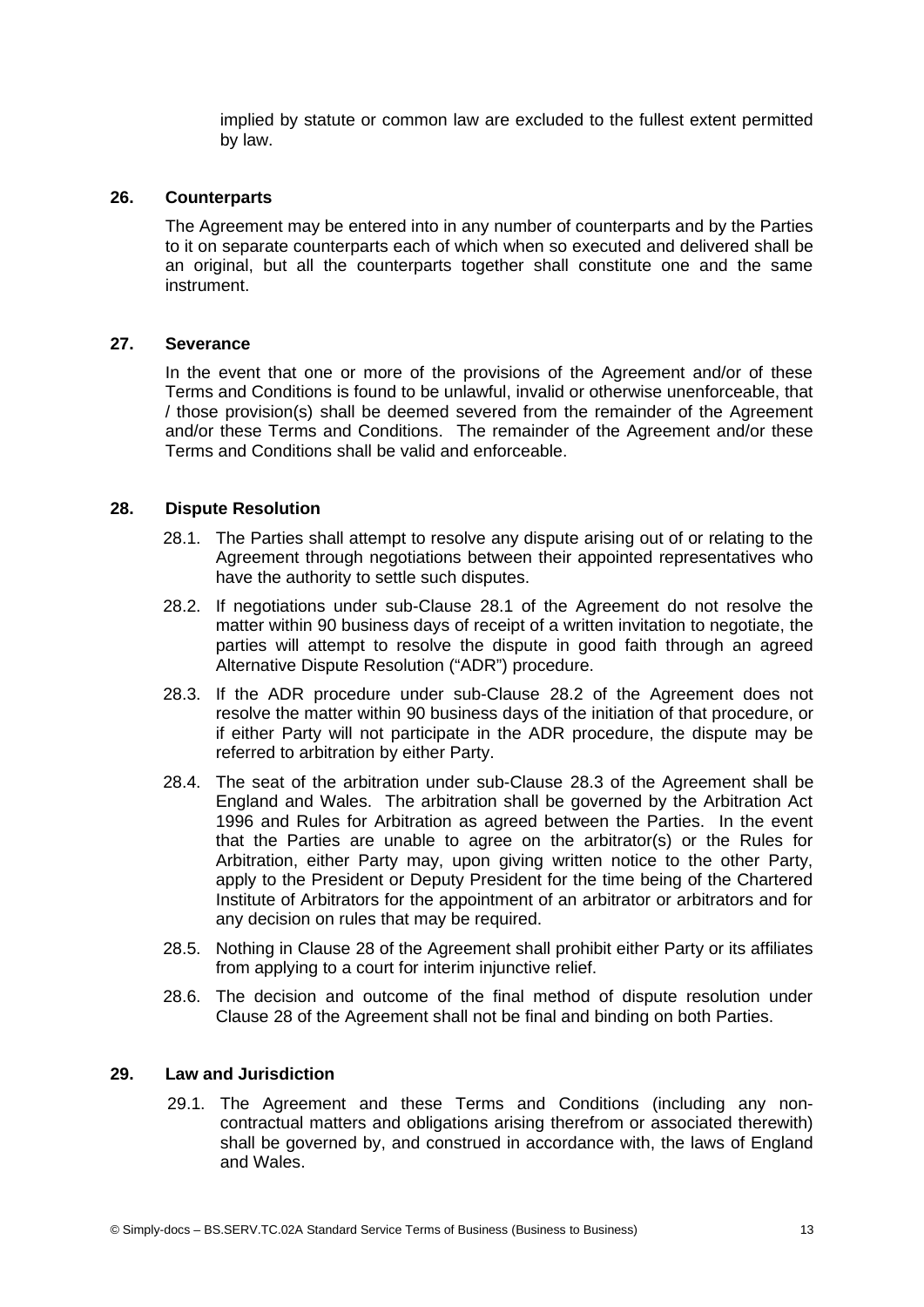implied by statute or common law are excluded to the fullest extent permitted by law.

## 26. Counterparts

The Agreement may be entered into in any number of counterparts and by the Parties to it on separate counterparts each of which when so executed and delivered shall be an original, but all the counterparts together shall constitute one and the same instrument.

## 27. Severance

In the event that one or more of the provisions of the Agreement and/or of these Terms and Conditions is found to be unlawful, invalid or otherwise unenforceable, that / those provision(s) shall be deemed severed from the remainder of the Agreement and/or these Terms and Conditions. The remainder of the Agreement and/or these Terms and Conditions shall be valid and enforceable.

## 28. Dispute Resolution

28.1. The Parties shall attempt to resolve any dispute arising out of or relating to the Agreement through negotiations between their appointed representatives who have the authority to settle such disputes.

28.2. If negotiations under sub-Clause 28.1 of the Agreement do not resolve the matter within 90 business days of receipt of a written invitation to negotiate, the parties will attempt to resolve the dispute in good faith through an agreed Alternative Dispute Resolution ("ADR") procedure.

28.3. If the ADR procedure under sub-Clause 28.2 of the Agreement does not resolve the matter within 90 business days of the initiation of that procedure, or if either Party will not participate in the ADR procedure, the dispute may be referred to arbitration by either Party.

28.4. The seat of the arbitration under sub-Clause 28.3 of the Agreement shall be England and Wales. The arbitration shall be governed by the Arbitration Act 1996 and Rules for Arbitration as agreed between the Parties. In the event that the Parties are unable to agree on the arbitrator(s) or the Rules for Arbitration, either Party may, upon giving written notice to the other Party, apply to the President or Deputy President for the time being of the Chartered Institute of Arbitrators for the appointment of an arbitrator or arbitrators and for any decision on rules that may be required.

28.5. Nothing in Clause 28 of the Agreement shall prohibit either Party or its affiliates from applying to a court for interim injunctive relief.

28.6. The decision and outcome of the final method of dispute resolution under Clause 28 of the Agreement shall not be final and binding on both Parties.

## 29. Law and Jurisdiction

29.1. The Agreement and these Terms and Conditions (including any non-contractual matters and obligations arising therefrom or associated therewith) shall be governed by, and construed in accordance with, the laws of England and Wales.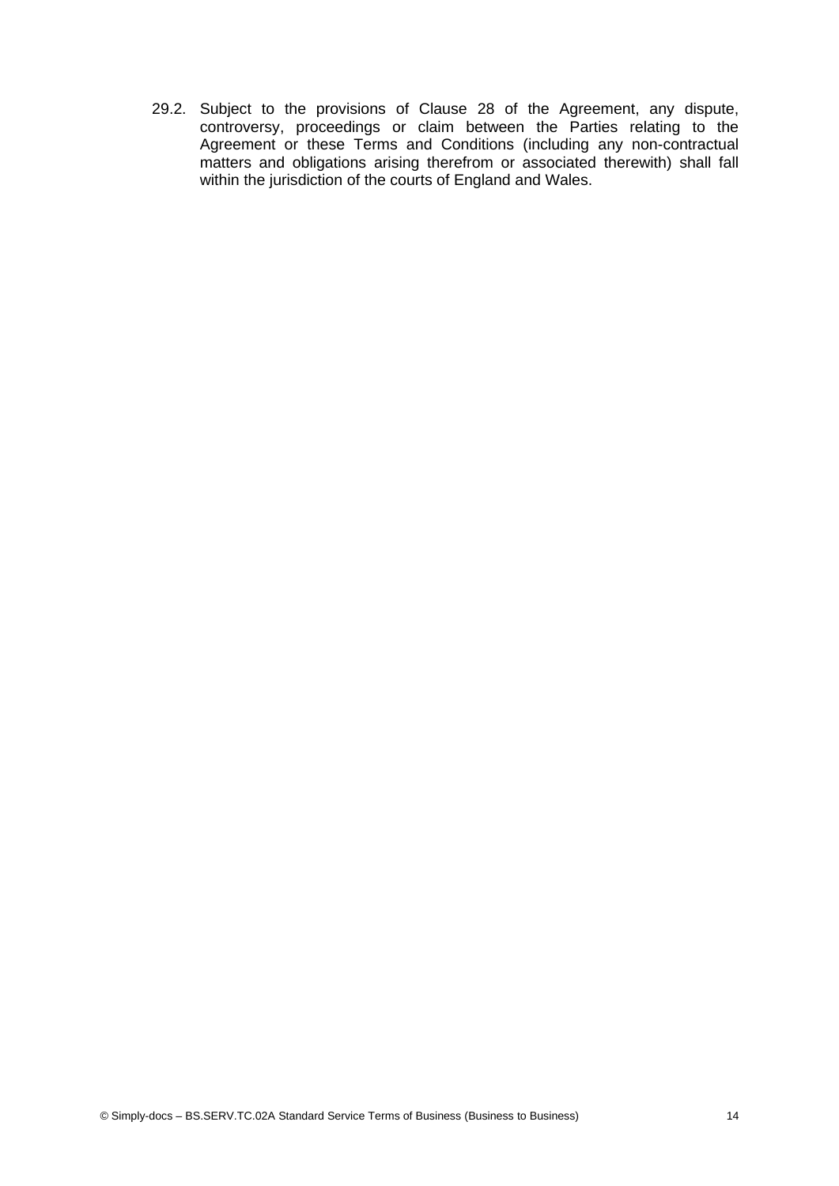29.2. Subject to the provisions of Clause 28 of the Agreement, any dispute, controversy, proceedings or claim between the Parties relating to the Agreement or these Terms and Conditions (including any non-contractual matters and obligations arising therefrom or associated therewith) shall fall within the jurisdiction of the courts of England and Wales.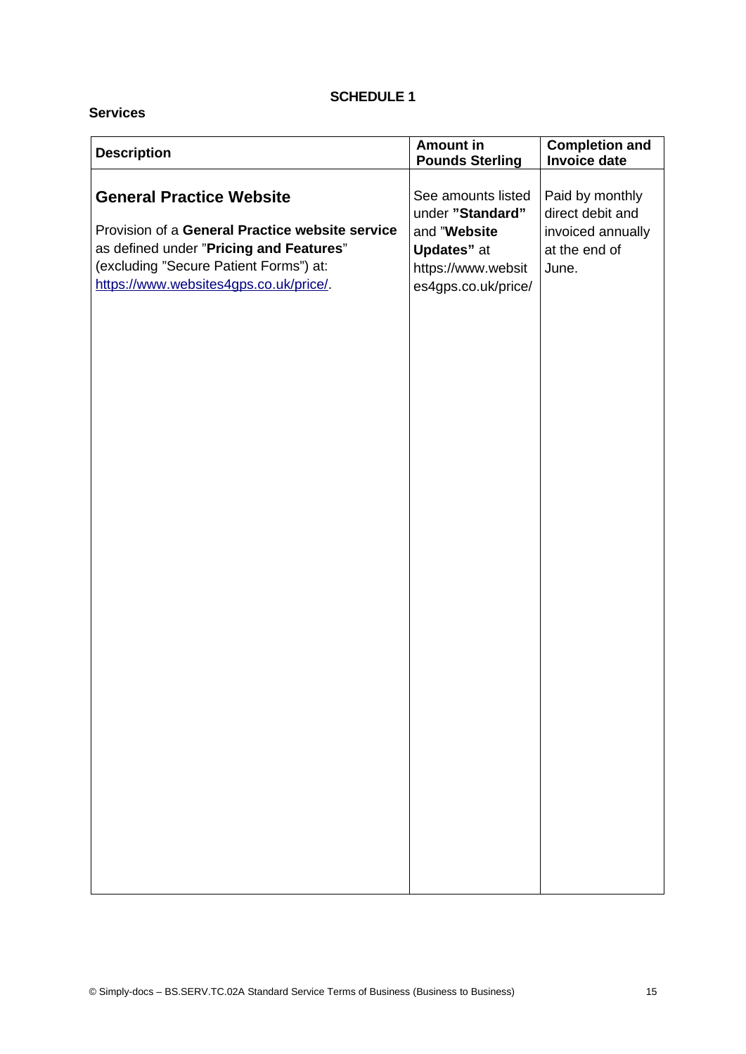# SCHEDULE 1

## Services

| Description | Amount in Pounds Sterling | Completion and Invoice date |
|---|---|---|
| **General Practice Website**<br><br>Provision of a **General Practice website service** as defined under "**Pricing and Features**" (excluding "Secure Patient Forms") at: https://www.websites4gps.co.uk/price/. | See amounts listed under **"Standard"** and "**Website Updates"** at https://www.websites4gps.co.uk/price/ | Paid by monthly direct debit and invoiced annually at the end of June. |